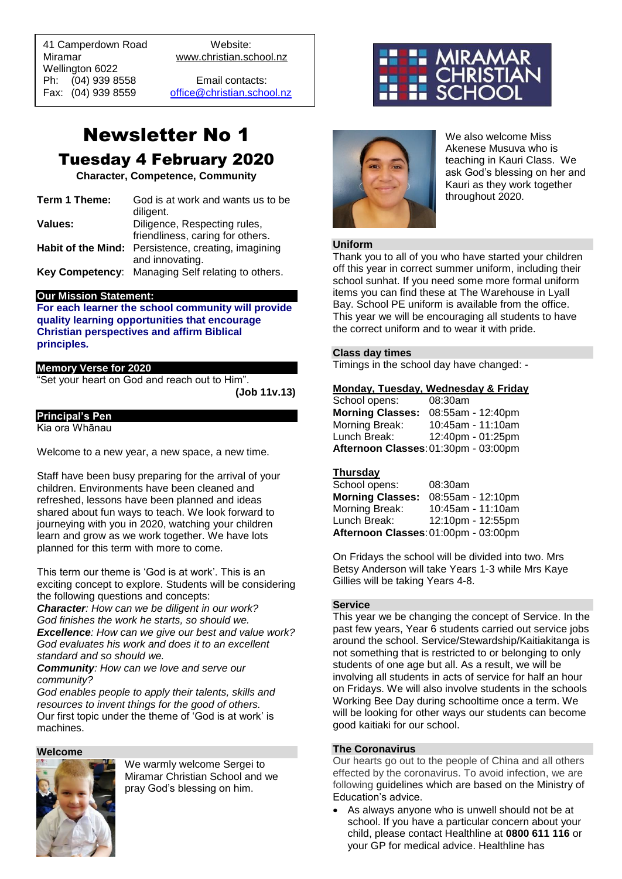41 Camperdown Road
Miramar
Wellington 6022
Ph: (04) 939 8558
Fax: (04) 939 8559

Website:
www.christian.school.nz

Email contacts:
office@christian.school.nz

# Newsletter No 1

## Tuesday 4 February 2020

**Character, Competence, Community**

| | |
|---|---|
| **Term 1 Theme:** | God is at work and wants us to be diligent. |
| **Values:** | Diligence, Respecting rules, friendliness, caring for others. |
| **Habit of the Mind:** | Persistence, creating, imagining and innovating. |
| **Key Competency**: | Managing Self relating to others. |

### Our Mission Statement:

**For each learner the school community will provide quality learning opportunities that encourage Christian perspectives and affirm Biblical principles.**

### Memory Verse for 2020

"Set your heart on God and reach out to Him".
**(Job 11v.13)**

### Principal's Pen

Kia ora Whānau

Welcome to a new year, a new space, a new time.

Staff have been busy preparing for the arrival of your children. Environments have been cleaned and refreshed, lessons have been planned and ideas shared about fun ways to teach. We look forward to journeying with you in 2020, watching your children learn and grow as we work together. We have lots planned for this term with more to come.

This term our theme is 'God is at work'. This is an exciting concept to explore. Students will be considering the following questions and concepts:

***Character****: How can we be diligent in our work? God finishes the work he starts, so should we.*

***Excellence****: How can we give our best and value work? God evaluates his work and does it to an excellent standard and so should we.*

***Community****: How can we love and serve our community?*

*God enables people to apply their talents, skills and resources to invent things for the good of others.*

Our first topic under the theme of 'God is at work' is machines.

### Welcome

We warmly welcome Sergei to Miramar Christian School and we pray God's blessing on him.

We also welcome Miss Akenese Musuva who is teaching in Kauri Class. We ask God's blessing on her and Kauri as they work together throughout 2020.

### Uniform

Thank you to all of you who have started your children off this year in correct summer uniform, including their school sunhat. If you need some more formal uniform items you can find these at The Warehouse in Lyall Bay. School PE uniform is available from the office. This year we will be encouraging all students to have the correct uniform and to wear it with pride.

### Class day times

Timings in the school day have changed: -

**Monday, Tuesday, Wednesday & Friday**

| | |
|---|---|
| School opens: | 08:30am |
| **Morning Classes:** | 08:55am - 12:40pm |
| Morning Break: | 10:45am - 11:10am |
| Lunch Break: | 12:40pm - 01:25pm |
| **Afternoon Classes**: | 01:30pm - 03:00pm |

**Thursday**

| | |
|---|---|
| School opens: | 08:30am |
| **Morning Classes:** | 08:55am - 12:10pm |
| Morning Break: | 10:45am - 11:10am |
| Lunch Break: | 12:10pm - 12:55pm |
| **Afternoon Classes**: | 01:00pm - 03:00pm |

On Fridays the school will be divided into two. Mrs Betsy Anderson will take Years 1-3 while Mrs Kaye Gillies will be taking Years 4-8.

### Service

This year we be changing the concept of Service. In the past few years, Year 6 students carried out service jobs around the school. Service/Stewardship/Kaitiakitanga is not something that is restricted to or belonging to only students of one age but all. As a result, we will be involving all students in acts of service for half an hour on Fridays. We will also involve students in the schools Working Bee Day during schooltime once a term. We will be looking for other ways our students can become good kaitiaki for our school.

### The Coronavirus

Our hearts go out to the people of China and all others effected by the coronavirus. To avoid infection, we are following guidelines which are based on the Ministry of Education's advice.

- As always anyone who is unwell should not be at school. If you have a particular concern about your child, please contact Healthline at **0800 611 116** or your GP for medical advice. Healthline has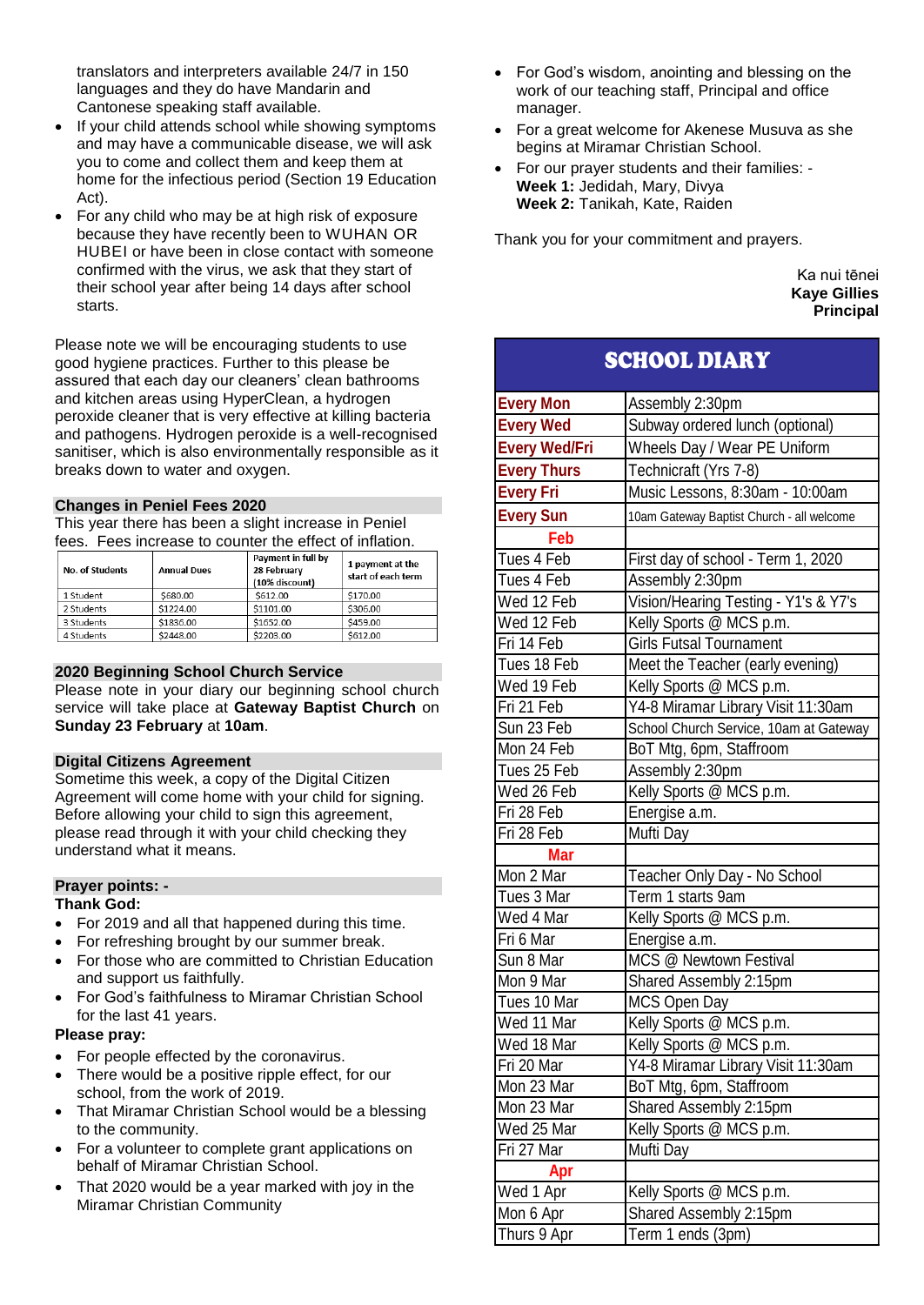translators and interpreters available 24/7 in 150 languages and they do have Mandarin and Cantonese speaking staff available.

- If your child attends school while showing symptoms and may have a communicable disease, we will ask you to come and collect them and keep them at home for the infectious period (Section 19 Education Act).
- For any child who may be at high risk of exposure because they have recently been to WUHAN OR HUBEI or have been in close contact with someone confirmed with the virus, we ask that they start of their school year after being 14 days after school starts.

Please note we will be encouraging students to use good hygiene practices. Further to this please be assured that each day our cleaners' clean bathrooms and kitchen areas using HyperClean, a hydrogen peroxide cleaner that is very effective at killing bacteria and pathogens. Hydrogen peroxide is a well-recognised sanitiser, which is also environmentally responsible as it breaks down to water and oxygen.

### Changes in Peniel Fees 2020

This year there has been a slight increase in Peniel fees. Fees increase to counter the effect of inflation.

| No. of Students | Annual Dues | Payment in full by 28 February (10% discount) | 1 payment at the start of each term |
|---|---|---|---|
| 1 Student | $680.00 | $612.00 | $170.00 |
| 2 Students | $1224.00 | $1101.00 | $306.00 |
| 3 Students | $1836.00 | $1652.00 | $459.00 |
| 4 Students | $2448.00 | $2203.00 | $612.00 |

### 2020 Beginning School Church Service

Please note in your diary our beginning school church service will take place at **Gateway Baptist Church** on **Sunday 23 February** at **10am**.

### Digital Citizens Agreement

Sometime this week, a copy of the Digital Citizen Agreement will come home with your child for signing. Before allowing your child to sign this agreement, please read through it with your child checking they understand what it means.

### Prayer points: -

**Thank God:**

- For 2019 and all that happened during this time.
- For refreshing brought by our summer break.
- For those who are committed to Christian Education and support us faithfully.
- For God's faithfulness to Miramar Christian School for the last 41 years.

**Please pray:**

- For people effected by the coronavirus.
- There would be a positive ripple effect, for our school, from the work of 2019.
- That Miramar Christian School would be a blessing to the community.
- For a volunteer to complete grant applications on behalf of Miramar Christian School.
- That 2020 would be a year marked with joy in the Miramar Christian Community
- For God's wisdom, anointing and blessing on the work of our teaching staff, Principal and office manager.
- For a great welcome for Akenese Musuva as she begins at Miramar Christian School.
- For our prayer students and their families: -
  **Week 1:** Jedidah, Mary, Divya
  **Week 2:** Tanikah, Kate, Raiden

Thank you for your commitment and prayers.

Ka nui tēnei
**Kaye Gillies**
**Principal**

## SCHOOL DIARY

| | |
|---|---|
| **Every Mon** | Assembly 2:30pm |
| **Every Wed** | Subway ordered lunch (optional) |
| **Every Wed/Fri** | Wheels Day / Wear PE Uniform |
| **Every Thurs** | Technicraft (Yrs 7-8) |
| **Every Fri** | Music Lessons, 8:30am - 10:00am |
| **Every Sun** | 10am Gateway Baptist Church - all welcome |
| **Feb** | |
| Tues 4 Feb | First day of school - Term 1, 2020 |
| Tues 4 Feb | Assembly 2:30pm |
| Wed 12 Feb | Vision/Hearing Testing - Y1's & Y7's |
| Wed 12 Feb | Kelly Sports @ MCS p.m. |
| Fri 14 Feb | Girls Futsal Tournament |
| Tues 18 Feb | Meet the Teacher (early evening) |
| Wed 19 Feb | Kelly Sports @ MCS p.m. |
| Fri 21 Feb | Y4-8 Miramar Library Visit 11:30am |
| Sun 23 Feb | School Church Service, 10am at Gateway |
| Mon 24 Feb | BoT Mtg, 6pm, Staffroom |
| Tues 25 Feb | Assembly 2:30pm |
| Wed 26 Feb | Kelly Sports @ MCS p.m. |
| Fri 28 Feb | Energise a.m. |
| Fri 28 Feb | Mufti Day |
| **Mar** | |
| Mon 2 Mar | Teacher Only Day - No School |
| Tues 3 Mar | Term 1 starts 9am |
| Wed 4 Mar | Kelly Sports @ MCS p.m. |
| Fri 6 Mar | Energise a.m. |
| Sun 8 Mar | MCS @ Newtown Festival |
| Mon 9 Mar | Shared Assembly 2:15pm |
| Tues 10 Mar | MCS Open Day |
| Wed 11 Mar | Kelly Sports @ MCS p.m. |
| Wed 18 Mar | Kelly Sports @ MCS p.m. |
| Fri 20 Mar | Y4-8 Miramar Library Visit 11:30am |
| Mon 23 Mar | BoT Mtg, 6pm, Staffroom |
| Mon 23 Mar | Shared Assembly 2:15pm |
| Wed 25 Mar | Kelly Sports @ MCS p.m. |
| Fri 27 Mar | Mufti Day |
| **Apr** | |
| Wed 1 Apr | Kelly Sports @ MCS p.m. |
| Mon 6 Apr | Shared Assembly 2:15pm |
| Thurs 9 Apr | Term 1 ends (3pm) |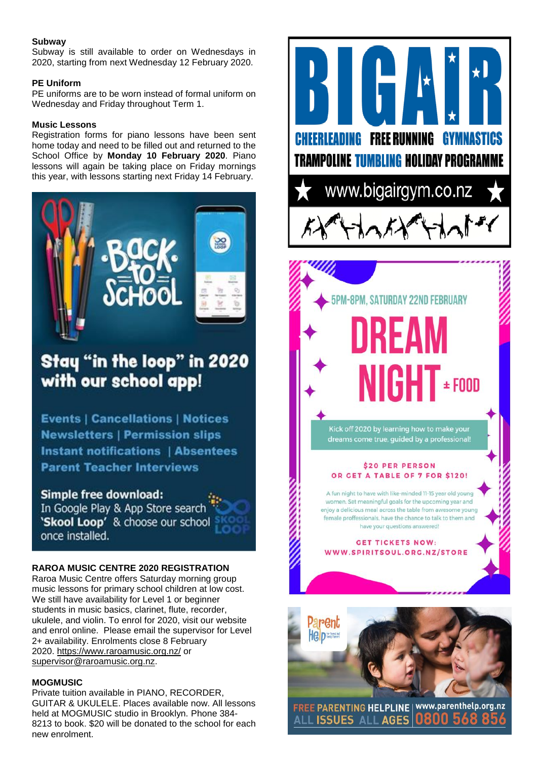**Subway**

Subway is still available to order on Wednesdays in 2020, starting from next Wednesday 12 February 2020.

**PE Uniform**

PE uniforms are to be worn instead of formal uniform on Wednesday and Friday throughout Term 1.

**Music Lessons**

Registration forms for piano lessons have been sent home today and need to be filled out and returned to the School Office by **Monday 10 February 2020**. Piano lessons will again be taking place on Friday mornings this year, with lessons starting next Friday 14 February.

**Back to School**

**Stay "in the loop" in 2020 with our school app!**

Events | Cancellations | Notices
Newsletters | Permission slips
Instant notifications | Absentees
Parent Teacher Interviews

**Simple free download:**
In Google Play & App Store search **'Skool Loop'** & choose our school once installed.

**RAROA MUSIC CENTRE 2020 REGISTRATION**

Raroa Music Centre offers Saturday morning group music lessons for primary school children at low cost. We still have availability for Level 1 or beginner students in music basics, clarinet, flute, recorder, ukulele, and violin. To enrol for 2020, visit our website and enrol online. Please email the supervisor for Level 2+ availability. Enrolments close 8 February 2020. https://www.raroamusic.org.nz/ or supervisor@raroamusic.org.nz.

**MOGMUSIC**

Private tuition available in PIANO, RECORDER, GUITAR & UKULELE. Places available now. All lessons held at MOGMUSIC studio in Brooklyn. Phone 384-8213 to book. $20 will be donated to the school for each new enrolment.

**BIG AIR**

CHEERLEADING FREE RUNNING GYMNASTICS TRAMPOLINE TUMBLING HOLIDAY PROGRAMME

www.bigairgym.co.nz

5PM-8PM, SATURDAY 22ND FEBRUARY

**DREAM NIGHT + FOOD**

Kick off 2020 by learning how to make your dreams come true, guided by a professional!

$20 PER PERSON
OR GET A TABLE OF 7 FOR $120!

A fun night to have with like-minded 11-15 year old young women. Set meaningful goals for the upcoming year and enjoy a delicious meal across the table from awesome young female proffessionals, have the chance to talk to them and have your questions answered!

GET TICKETS NOW:
WWW.SPIRITSOUL.ORG.NZ/STORE

Parent Help

FREE PARENTING HELPLINE | www.parenthelp.org.nz
ALL ISSUES ALL AGES | 0800 568 856